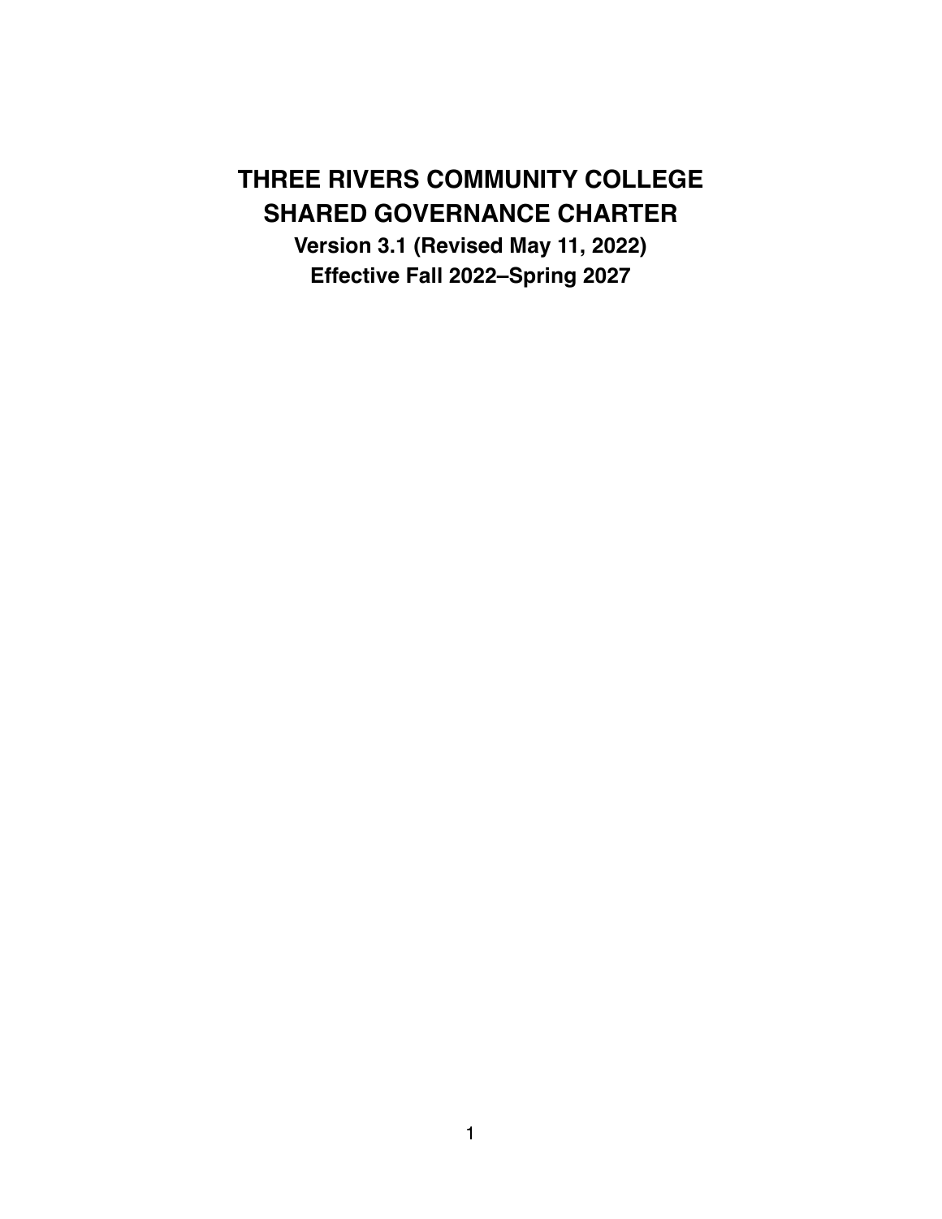# THREE RIVERS COMMUNITY COLLEGE
# SHARED GOVERNANCE CHARTER

**Version 3.1 (Revised May 11, 2022)**

**Effective Fall 2022–Spring 2027**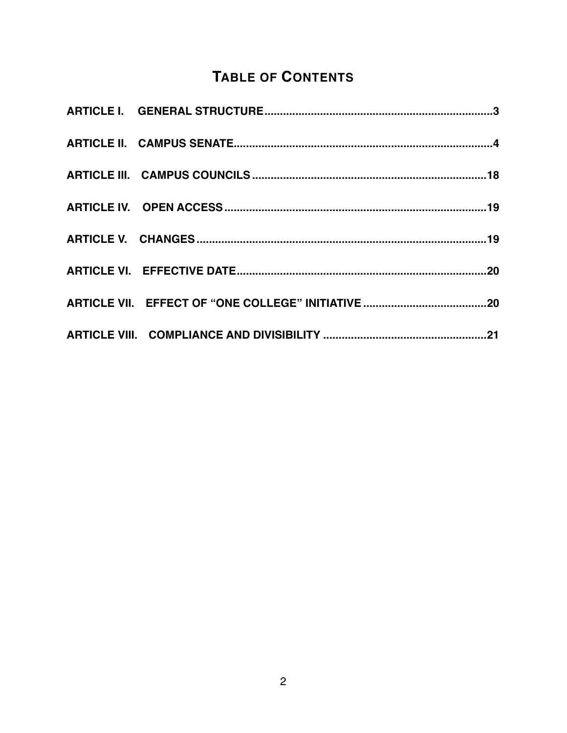# TABLE OF CONTENTS

**ARTICLE I. GENERAL STRUCTURE** .......... 3

**ARTICLE II. CAMPUS SENATE** .......... 4

**ARTICLE III. CAMPUS COUNCILS** .......... 18

**ARTICLE IV. OPEN ACCESS** .......... 19

**ARTICLE V. CHANGES** .......... 19

**ARTICLE VI. EFFECTIVE DATE** .......... 20

**ARTICLE VII. EFFECT OF "ONE COLLEGE" INITIATIVE** .......... 20

**ARTICLE VIII. COMPLIANCE AND DIVISIBILITY** .......... 21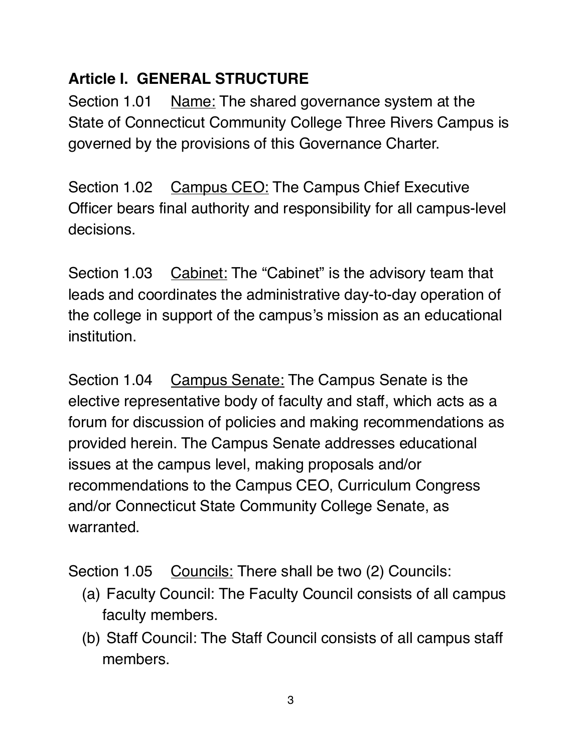## Article I. GENERAL STRUCTURE

Section 1.01 <u>Name:</u> The shared governance system at the State of Connecticut Community College Three Rivers Campus is governed by the provisions of this Governance Charter.

Section 1.02 <u>Campus CEO:</u> The Campus Chief Executive Officer bears final authority and responsibility for all campus-level decisions.

Section 1.03 <u>Cabinet:</u> The "Cabinet" is the advisory team that leads and coordinates the administrative day-to-day operation of the college in support of the campus's mission as an educational institution.

Section 1.04 <u>Campus Senate:</u> The Campus Senate is the elective representative body of faculty and staff, which acts as a forum for discussion of policies and making recommendations as provided herein. The Campus Senate addresses educational issues at the campus level, making proposals and/or recommendations to the Campus CEO, Curriculum Congress and/or Connecticut State Community College Senate, as warranted.

Section 1.05 <u>Councils:</u> There shall be two (2) Councils:

(a) Faculty Council: The Faculty Council consists of all campus faculty members.

(b) Staff Council: The Staff Council consists of all campus staff members.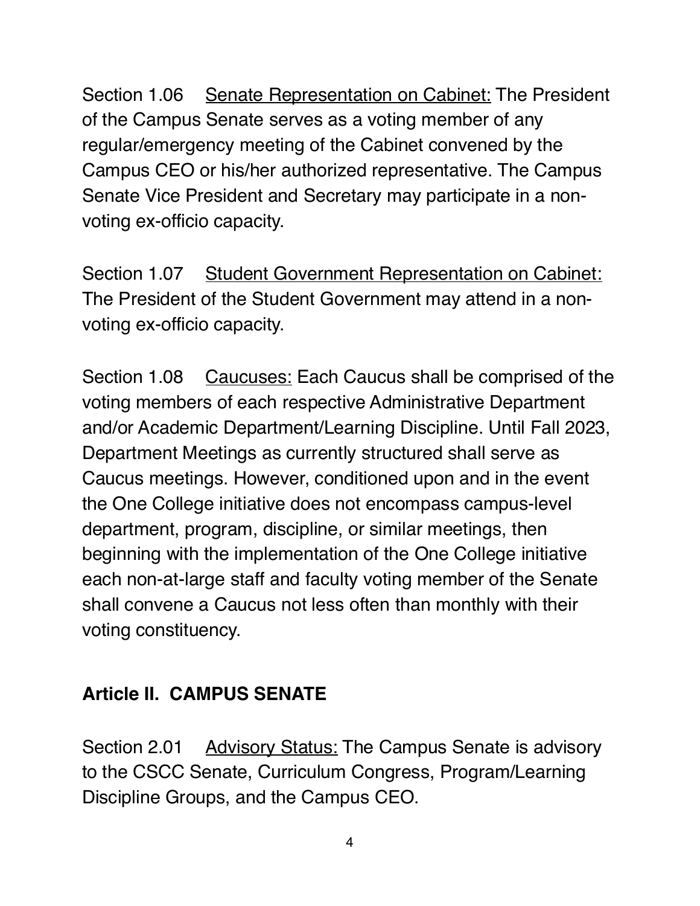Section 1.06 Senate Representation on Cabinet: The President of the Campus Senate serves as a voting member of any regular/emergency meeting of the Cabinet convened by the Campus CEO or his/her authorized representative. The Campus Senate Vice President and Secretary may participate in a non-voting ex-officio capacity.

Section 1.07 Student Government Representation on Cabinet: The President of the Student Government may attend in a non-voting ex-officio capacity.

Section 1.08 Caucuses: Each Caucus shall be comprised of the voting members of each respective Administrative Department and/or Academic Department/Learning Discipline. Until Fall 2023, Department Meetings as currently structured shall serve as Caucus meetings. However, conditioned upon and in the event the One College initiative does not encompass campus-level department, program, discipline, or similar meetings, then beginning with the implementation of the One College initiative each non-at-large staff and faculty voting member of the Senate shall convene a Caucus not less often than monthly with their voting constituency.

## Article II. CAMPUS SENATE

Section 2.01 Advisory Status: The Campus Senate is advisory to the CSCC Senate, Curriculum Congress, Program/Learning Discipline Groups, and the Campus CEO.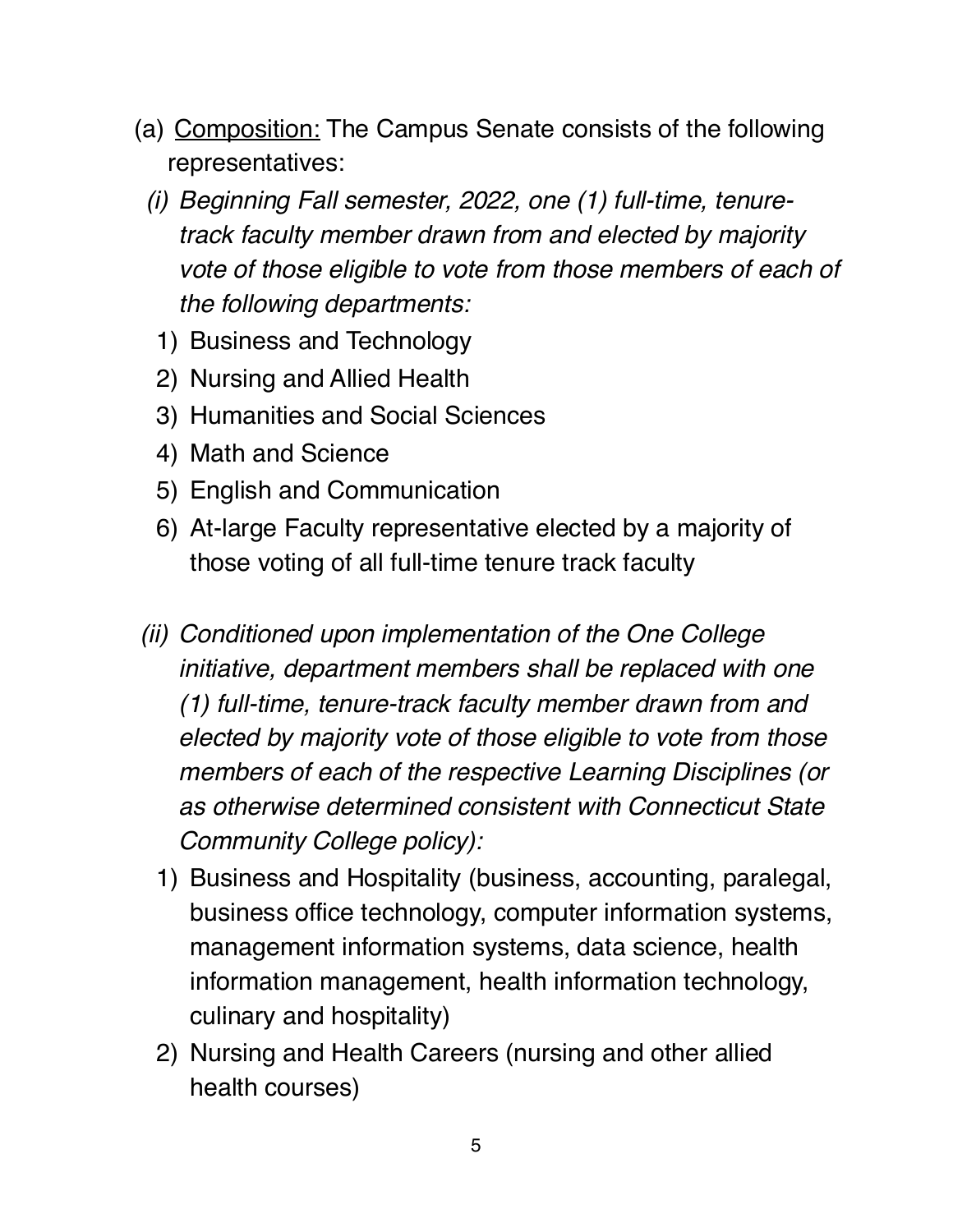(a) <u>Composition:</u> The Campus Senate consists of the following representatives:

*(i) Beginning Fall semester, 2022, one (1) full-time, tenure-track faculty member drawn from and elected by majority vote of those eligible to vote from those members of each of the following departments:*

1) Business and Technology
2) Nursing and Allied Health
3) Humanities and Social Sciences
4) Math and Science
5) English and Communication
6) At-large Faculty representative elected by a majority of those voting of all full-time tenure track faculty

*(ii) Conditioned upon implementation of the One College initiative, department members shall be replaced with one (1) full-time, tenure-track faculty member drawn from and elected by majority vote of those eligible to vote from those members of each of the respective Learning Disciplines (or as otherwise determined consistent with Connecticut State Community College policy):*

1) Business and Hospitality (business, accounting, paralegal, business office technology, computer information systems, management information systems, data science, health information management, health information technology, culinary and hospitality)
2) Nursing and Health Careers (nursing and other allied health courses)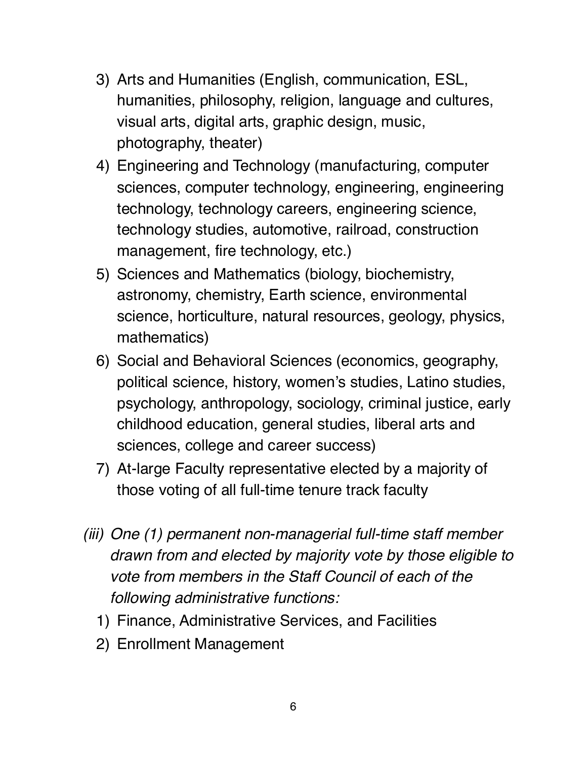3) Arts and Humanities (English, communication, ESL, humanities, philosophy, religion, language and cultures, visual arts, digital arts, graphic design, music, photography, theater)
4) Engineering and Technology (manufacturing, computer sciences, computer technology, engineering, engineering technology, technology careers, engineering science, technology studies, automotive, railroad, construction management, fire technology, etc.)
5) Sciences and Mathematics (biology, biochemistry, astronomy, chemistry, Earth science, environmental science, horticulture, natural resources, geology, physics, mathematics)
6) Social and Behavioral Sciences (economics, geography, political science, history, women's studies, Latino studies, psychology, anthropology, sociology, criminal justice, early childhood education, general studies, liberal arts and sciences, college and career success)
7) At-large Faculty representative elected by a majority of those voting of all full-time tenure track faculty

*(iii) One (1) permanent non-managerial full-time staff member drawn from and elected by majority vote by those eligible to vote from members in the Staff Council of each of the following administrative functions:*

1) Finance, Administrative Services, and Facilities
2) Enrollment Management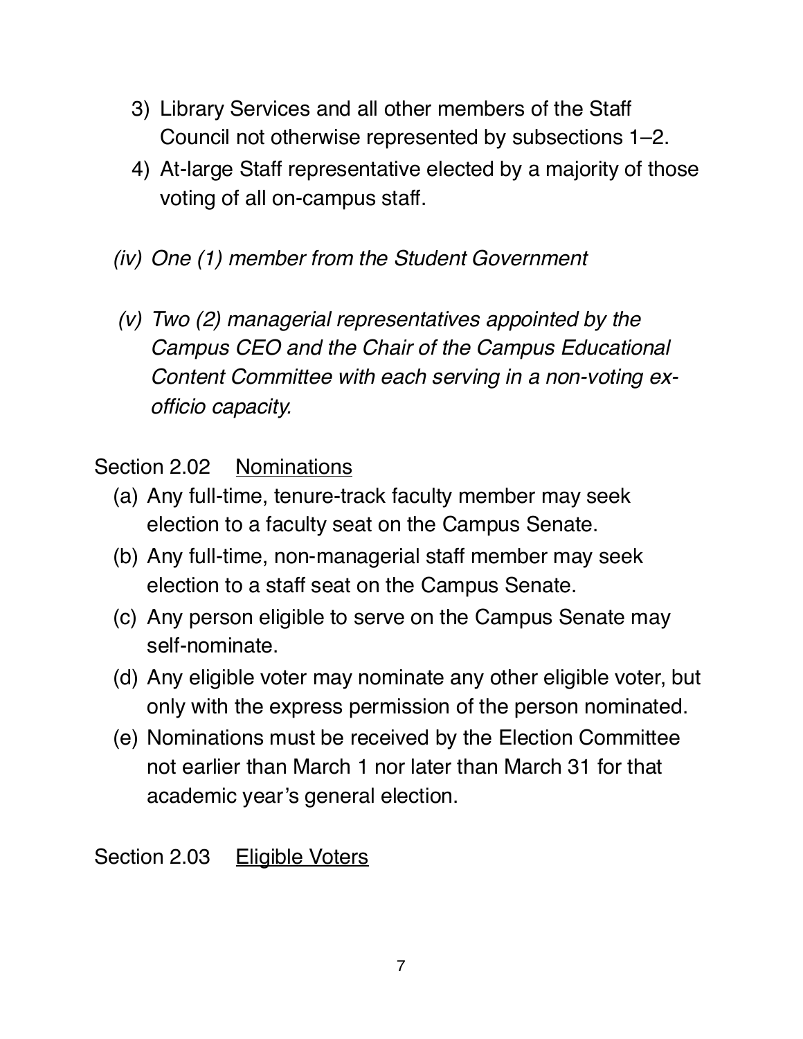3) Library Services and all other members of the Staff Council not otherwise represented by subsections 1–2.
4) At-large Staff representative elected by a majority of those voting of all on-campus staff.

*(iv) One (1) member from the Student Government*

*(v) Two (2) managerial representatives appointed by the Campus CEO and the Chair of the Campus Educational Content Committee with each serving in a non-voting ex-officio capacity.*

Section 2.02 <u>Nominations</u>

(a) Any full-time, tenure-track faculty member may seek election to a faculty seat on the Campus Senate.
(b) Any full-time, non-managerial staff member may seek election to a staff seat on the Campus Senate.
(c) Any person eligible to serve on the Campus Senate may self-nominate.
(d) Any eligible voter may nominate any other eligible voter, but only with the express permission of the person nominated.
(e) Nominations must be received by the Election Committee not earlier than March 1 nor later than March 31 for that academic year's general election.

Section 2.03 <u>Eligible Voters</u>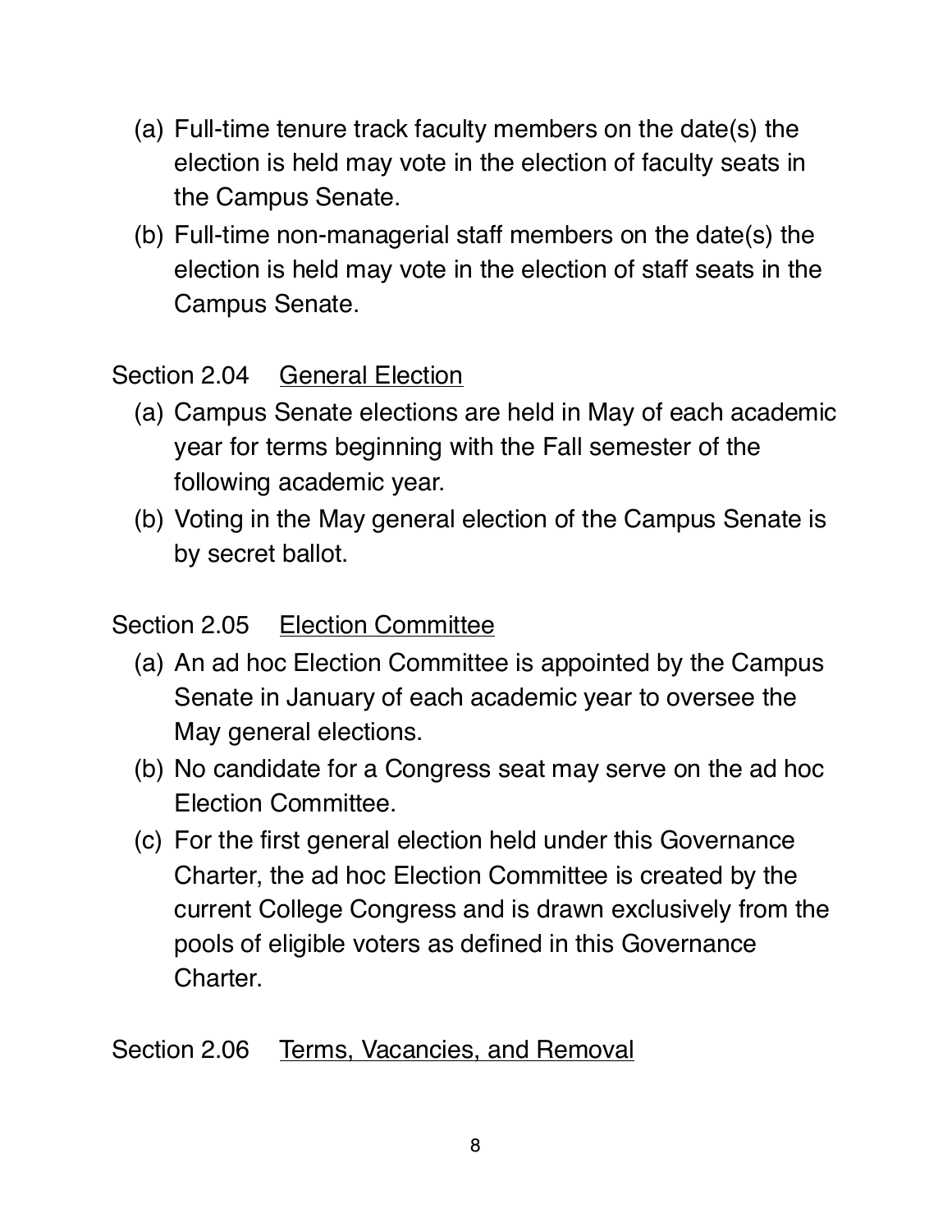(a) Full-time tenure track faculty members on the date(s) the election is held may vote in the election of faculty seats in the Campus Senate.

(b) Full-time non-managerial staff members on the date(s) the election is held may vote in the election of staff seats in the Campus Senate.

Section 2.04 <u>General Election</u>

(a) Campus Senate elections are held in May of each academic year for terms beginning with the Fall semester of the following academic year.

(b) Voting in the May general election of the Campus Senate is by secret ballot.

Section 2.05 <u>Election Committee</u>

(a) An ad hoc Election Committee is appointed by the Campus Senate in January of each academic year to oversee the May general elections.

(b) No candidate for a Congress seat may serve on the ad hoc Election Committee.

(c) For the first general election held under this Governance Charter, the ad hoc Election Committee is created by the current College Congress and is drawn exclusively from the pools of eligible voters as defined in this Governance Charter.

Section 2.06 <u>Terms, Vacancies, and Removal</u>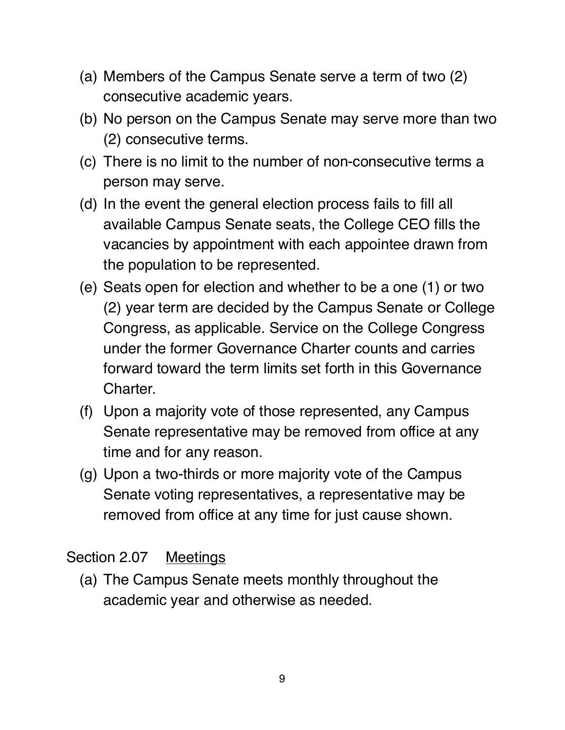(a) Members of the Campus Senate serve a term of two (2) consecutive academic years.

(b) No person on the Campus Senate may serve more than two (2) consecutive terms.

(c) There is no limit to the number of non-consecutive terms a person may serve.

(d) In the event the general election process fails to fill all available Campus Senate seats, the College CEO fills the vacancies by appointment with each appointee drawn from the population to be represented.

(e) Seats open for election and whether to be a one (1) or two (2) year term are decided by the Campus Senate or College Congress, as applicable. Service on the College Congress under the former Governance Charter counts and carries forward toward the term limits set forth in this Governance Charter.

(f) Upon a majority vote of those represented, any Campus Senate representative may be removed from office at any time and for any reason.

(g) Upon a two-thirds or more majority vote of the Campus Senate voting representatives, a representative may be removed from office at any time for just cause shown.

### Section 2.07 Meetings

(a) The Campus Senate meets monthly throughout the academic year and otherwise as needed.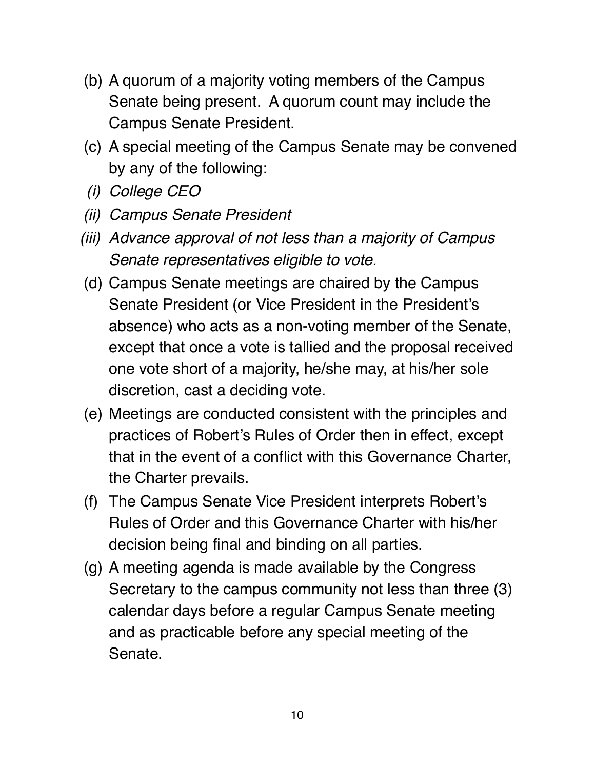(b) A quorum of a majority voting members of the Campus Senate being present. A quorum count may include the Campus Senate President.

(c) A special meeting of the Campus Senate may be convened by any of the following:

*(i) College CEO*

*(ii) Campus Senate President*

*(iii) Advance approval of not less than a majority of Campus Senate representatives eligible to vote.*

(d) Campus Senate meetings are chaired by the Campus Senate President (or Vice President in the President's absence) who acts as a non-voting member of the Senate, except that once a vote is tallied and the proposal received one vote short of a majority, he/she may, at his/her sole discretion, cast a deciding vote.

(e) Meetings are conducted consistent with the principles and practices of Robert's Rules of Order then in effect, except that in the event of a conflict with this Governance Charter, the Charter prevails.

(f) The Campus Senate Vice President interprets Robert's Rules of Order and this Governance Charter with his/her decision being final and binding on all parties.

(g) A meeting agenda is made available by the Congress Secretary to the campus community not less than three (3) calendar days before a regular Campus Senate meeting and as practicable before any special meeting of the Senate.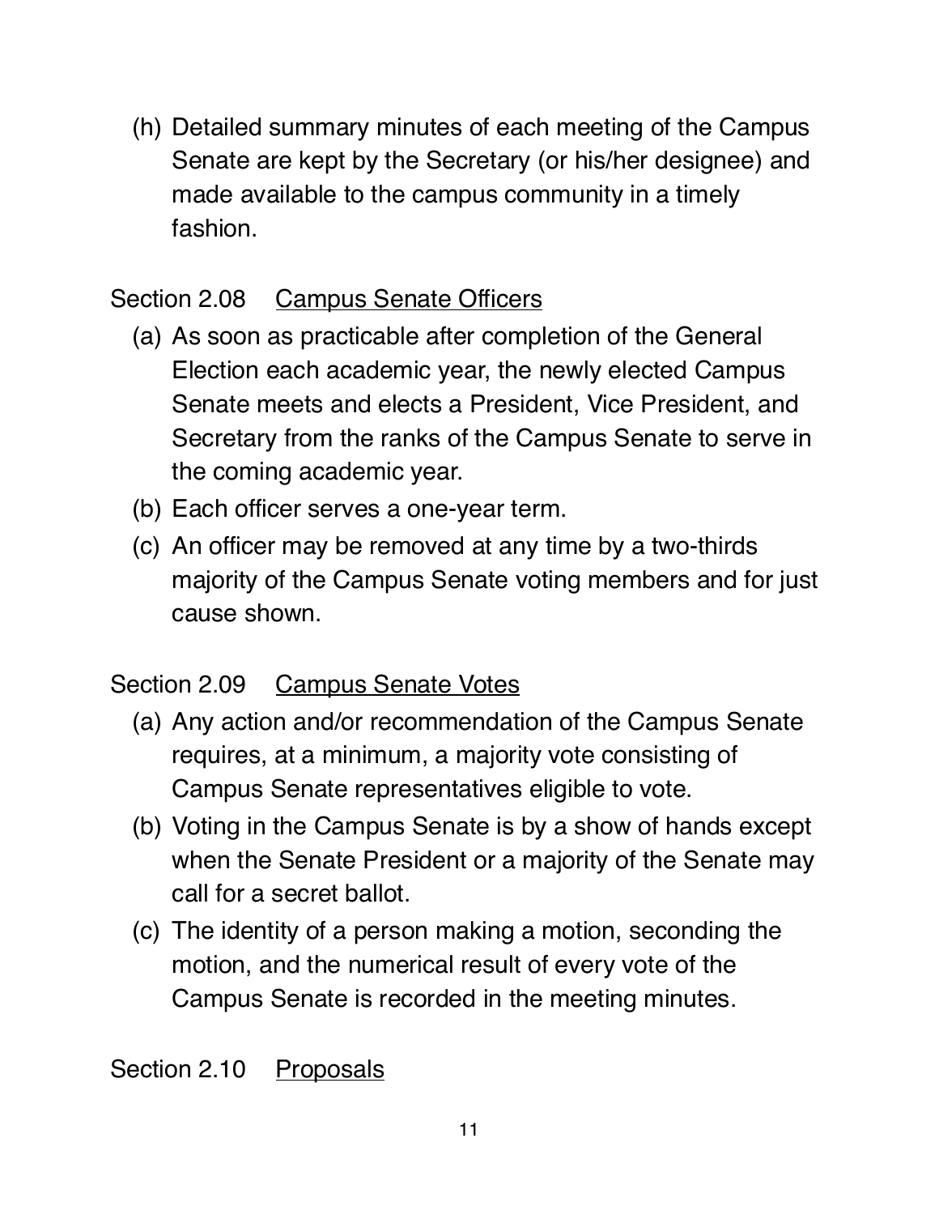(h) Detailed summary minutes of each meeting of the Campus Senate are kept by the Secretary (or his/her designee) and made available to the campus community in a timely fashion.

### Section 2.08 Campus Senate Officers

(a) As soon as practicable after completion of the General Election each academic year, the newly elected Campus Senate meets and elects a President, Vice President, and Secretary from the ranks of the Campus Senate to serve in the coming academic year.

(b) Each officer serves a one-year term.

(c) An officer may be removed at any time by a two-thirds majority of the Campus Senate voting members and for just cause shown.

### Section 2.09 Campus Senate Votes

(a) Any action and/or recommendation of the Campus Senate requires, at a minimum, a majority vote consisting of Campus Senate representatives eligible to vote.

(b) Voting in the Campus Senate is by a show of hands except when the Senate President or a majority of the Senate may call for a secret ballot.

(c) The identity of a person making a motion, seconding the motion, and the numerical result of every vote of the Campus Senate is recorded in the meeting minutes.

### Section 2.10 Proposals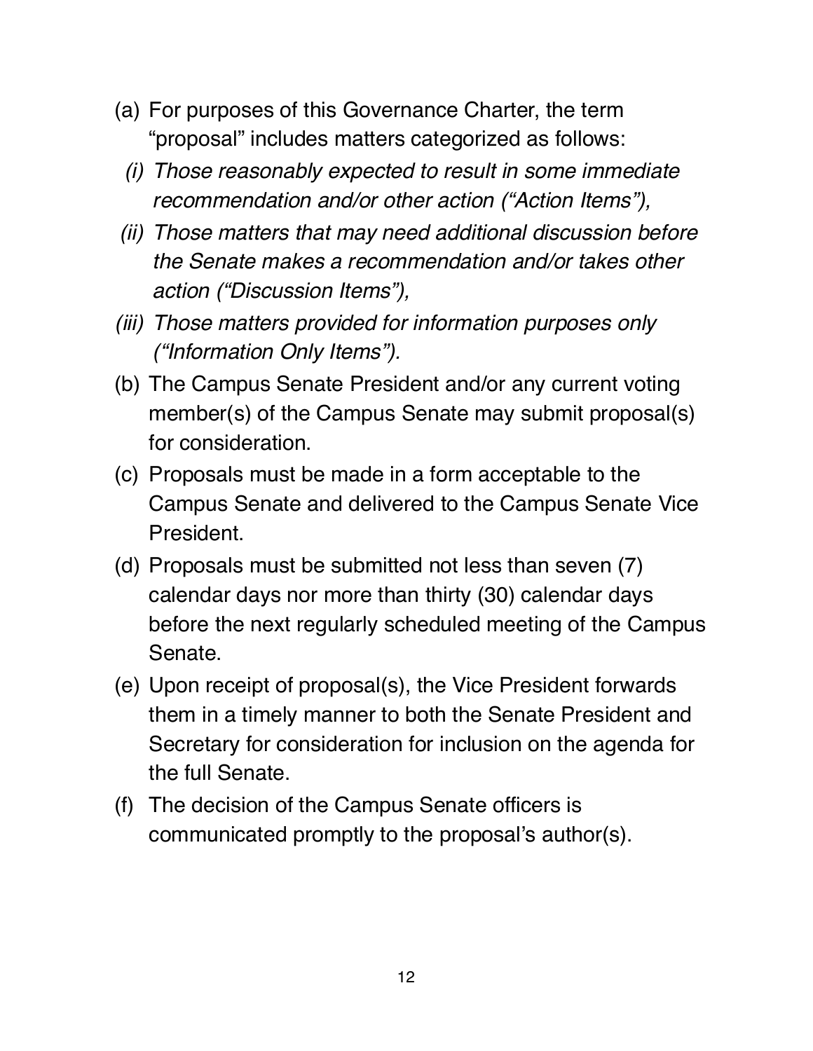(a) For purposes of this Governance Charter, the term "proposal" includes matters categorized as follows:

  *(i) Those reasonably expected to result in some immediate recommendation and/or other action ("Action Items"),*

  *(ii) Those matters that may need additional discussion before the Senate makes a recommendation and/or takes other action ("Discussion Items"),*

  *(iii) Those matters provided for information purposes only ("Information Only Items").*

(b) The Campus Senate President and/or any current voting member(s) of the Campus Senate may submit proposal(s) for consideration.

(c) Proposals must be made in a form acceptable to the Campus Senate and delivered to the Campus Senate Vice President.

(d) Proposals must be submitted not less than seven (7) calendar days nor more than thirty (30) calendar days before the next regularly scheduled meeting of the Campus Senate.

(e) Upon receipt of proposal(s), the Vice President forwards them in a timely manner to both the Senate President and Secretary for consideration for inclusion on the agenda for the full Senate.

(f) The decision of the Campus Senate officers is communicated promptly to the proposal's author(s).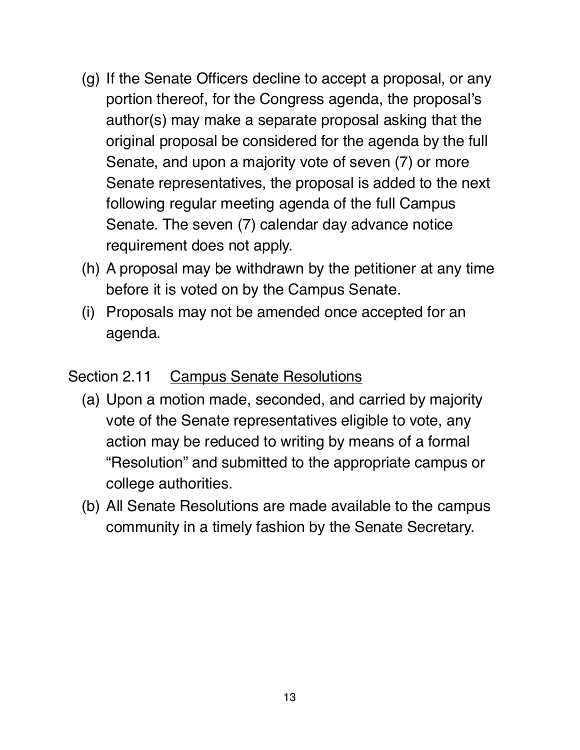(g) If the Senate Officers decline to accept a proposal, or any portion thereof, for the Congress agenda, the proposal's author(s) may make a separate proposal asking that the original proposal be considered for the agenda by the full Senate, and upon a majority vote of seven (7) or more Senate representatives, the proposal is added to the next following regular meeting agenda of the full Campus Senate. The seven (7) calendar day advance notice requirement does not apply.

(h) A proposal may be withdrawn by the petitioner at any time before it is voted on by the Campus Senate.

(i) Proposals may not be amended once accepted for an agenda.

## Section 2.11 <u>Campus Senate Resolutions</u>

(a) Upon a motion made, seconded, and carried by majority vote of the Senate representatives eligible to vote, any action may be reduced to writing by means of a formal "Resolution" and submitted to the appropriate campus or college authorities.

(b) All Senate Resolutions are made available to the campus community in a timely fashion by the Senate Secretary.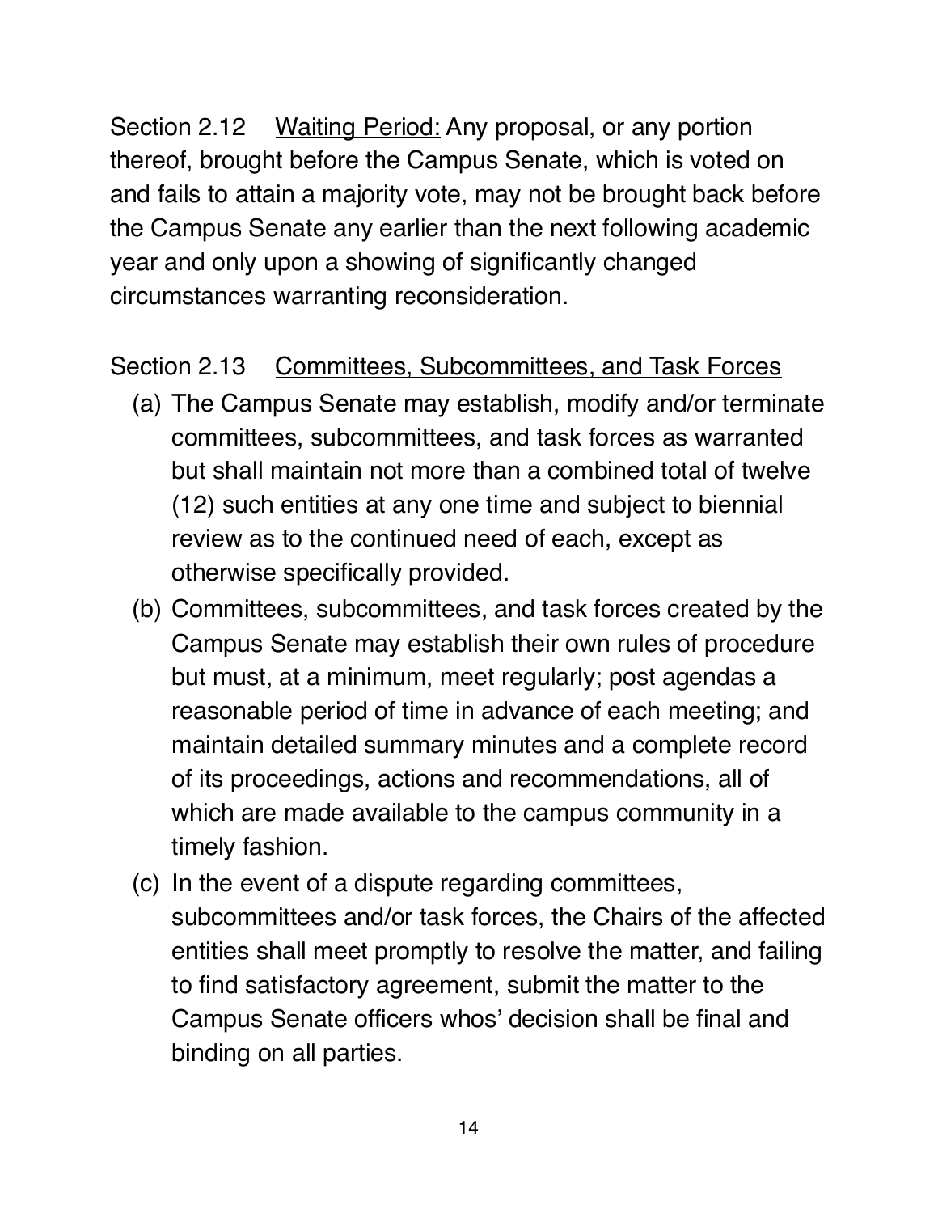Section 2.12 Waiting Period: Any proposal, or any portion thereof, brought before the Campus Senate, which is voted on and fails to attain a majority vote, may not be brought back before the Campus Senate any earlier than the next following academic year and only upon a showing of significantly changed circumstances warranting reconsideration.

Section 2.13 Committees, Subcommittees, and Task Forces

(a) The Campus Senate may establish, modify and/or terminate committees, subcommittees, and task forces as warranted but shall maintain not more than a combined total of twelve (12) such entities at any one time and subject to biennial review as to the continued need of each, except as otherwise specifically provided.

(b) Committees, subcommittees, and task forces created by the Campus Senate may establish their own rules of procedure but must, at a minimum, meet regularly; post agendas a reasonable period of time in advance of each meeting; and maintain detailed summary minutes and a complete record of its proceedings, actions and recommendations, all of which are made available to the campus community in a timely fashion.

(c) In the event of a dispute regarding committees, subcommittees and/or task forces, the Chairs of the affected entities shall meet promptly to resolve the matter, and failing to find satisfactory agreement, submit the matter to the Campus Senate officers whos' decision shall be final and binding on all parties.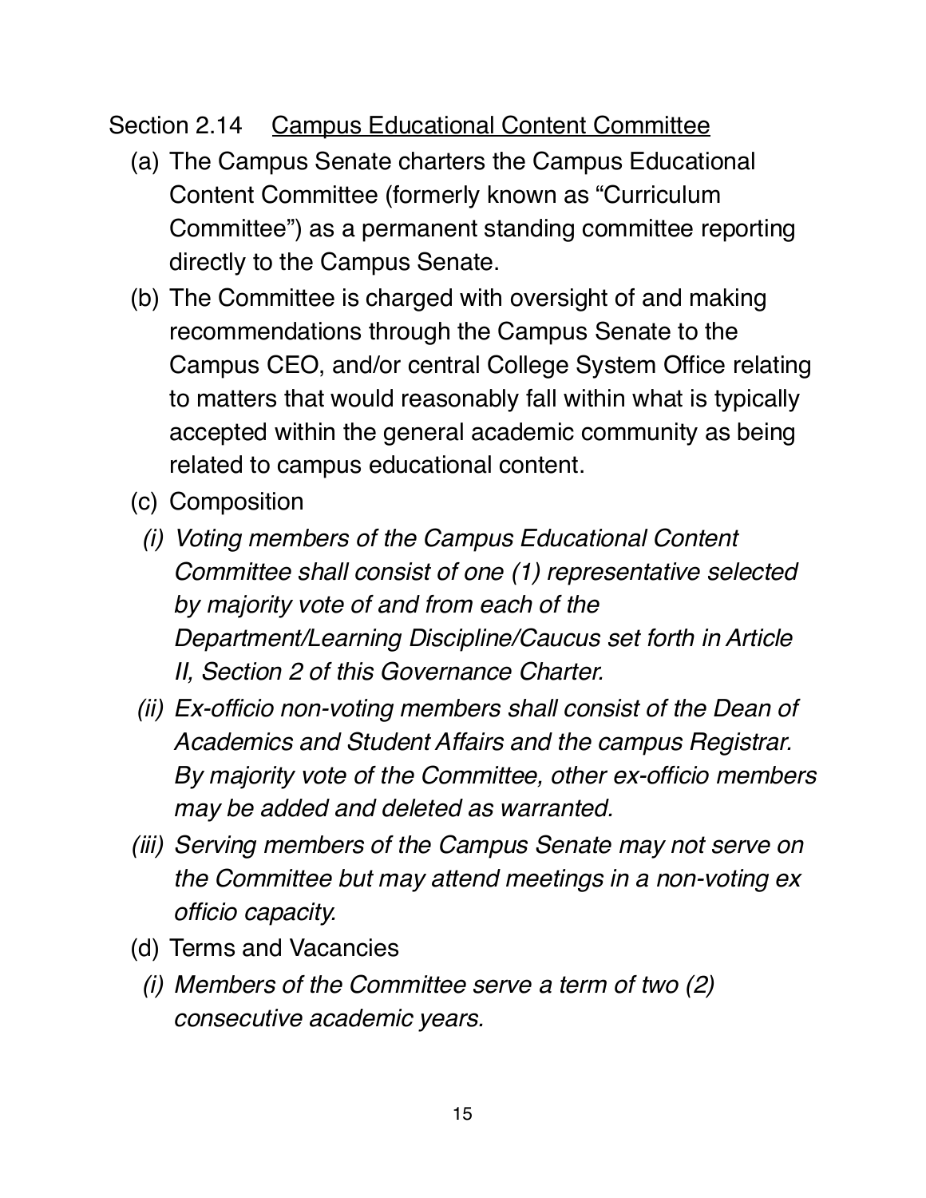Section 2.14 <u>Campus Educational Content Committee</u>

(a) The Campus Senate charters the Campus Educational Content Committee (formerly known as "Curriculum Committee") as a permanent standing committee reporting directly to the Campus Senate.

(b) The Committee is charged with oversight of and making recommendations through the Campus Senate to the Campus CEO, and/or central College System Office relating to matters that would reasonably fall within what is typically accepted within the general academic community as being related to campus educational content.

(c) Composition

*(i) Voting members of the Campus Educational Content Committee shall consist of one (1) representative selected by majority vote of and from each of the Department/Learning Discipline/Caucus set forth in Article II, Section 2 of this Governance Charter.*

*(ii) Ex-officio non-voting members shall consist of the Dean of Academics and Student Affairs and the campus Registrar. By majority vote of the Committee, other ex-officio members may be added and deleted as warranted.*

*(iii) Serving members of the Campus Senate may not serve on the Committee but may attend meetings in a non-voting ex officio capacity.*

(d) Terms and Vacancies

*(i) Members of the Committee serve a term of two (2) consecutive academic years.*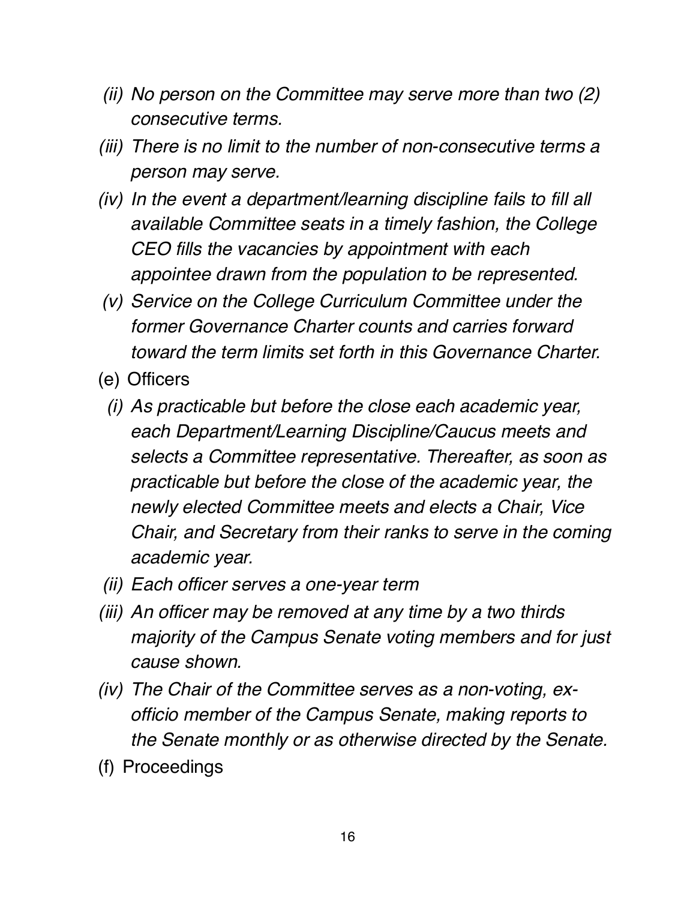*(ii) No person on the Committee may serve more than two (2) consecutive terms.*

*(iii) There is no limit to the number of non-consecutive terms a person may serve.*

*(iv) In the event a department/learning discipline fails to fill all available Committee seats in a timely fashion, the College CEO fills the vacancies by appointment with each appointee drawn from the population to be represented.*

*(v) Service on the College Curriculum Committee under the former Governance Charter counts and carries forward toward the term limits set forth in this Governance Charter.*

(e) Officers

*(i) As practicable but before the close each academic year, each Department/Learning Discipline/Caucus meets and selects a Committee representative. Thereafter, as soon as practicable but before the close of the academic year, the newly elected Committee meets and elects a Chair, Vice Chair, and Secretary from their ranks to serve in the coming academic year.*

*(ii) Each officer serves a one-year term*

*(iii) An officer may be removed at any time by a two thirds majority of the Campus Senate voting members and for just cause shown.*

*(iv) The Chair of the Committee serves as a non-voting, ex-officio member of the Campus Senate, making reports to the Senate monthly or as otherwise directed by the Senate.*

(f) Proceedings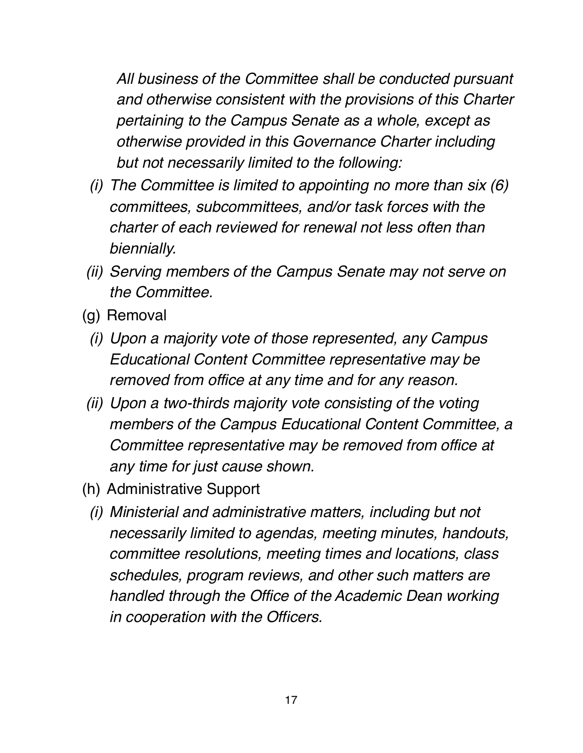*All business of the Committee shall be conducted pursuant and otherwise consistent with the provisions of this Charter pertaining to the Campus Senate as a whole, except as otherwise provided in this Governance Charter including but not necessarily limited to the following:*

- *(i) The Committee is limited to appointing no more than six (6) committees, subcommittees, and/or task forces with the charter of each reviewed for renewal not less often than biennially.*
- *(ii) Serving members of the Campus Senate may not serve on the Committee.*

(g) Removal

- *(i) Upon a majority vote of those represented, any Campus Educational Content Committee representative may be removed from office at any time and for any reason.*
- *(ii) Upon a two-thirds majority vote consisting of the voting members of the Campus Educational Content Committee, a Committee representative may be removed from office at any time for just cause shown.*

(h) Administrative Support

- *(i) Ministerial and administrative matters, including but not necessarily limited to agendas, meeting minutes, handouts, committee resolutions, meeting times and locations, class schedules, program reviews, and other such matters are handled through the Office of the Academic Dean working in cooperation with the Officers.*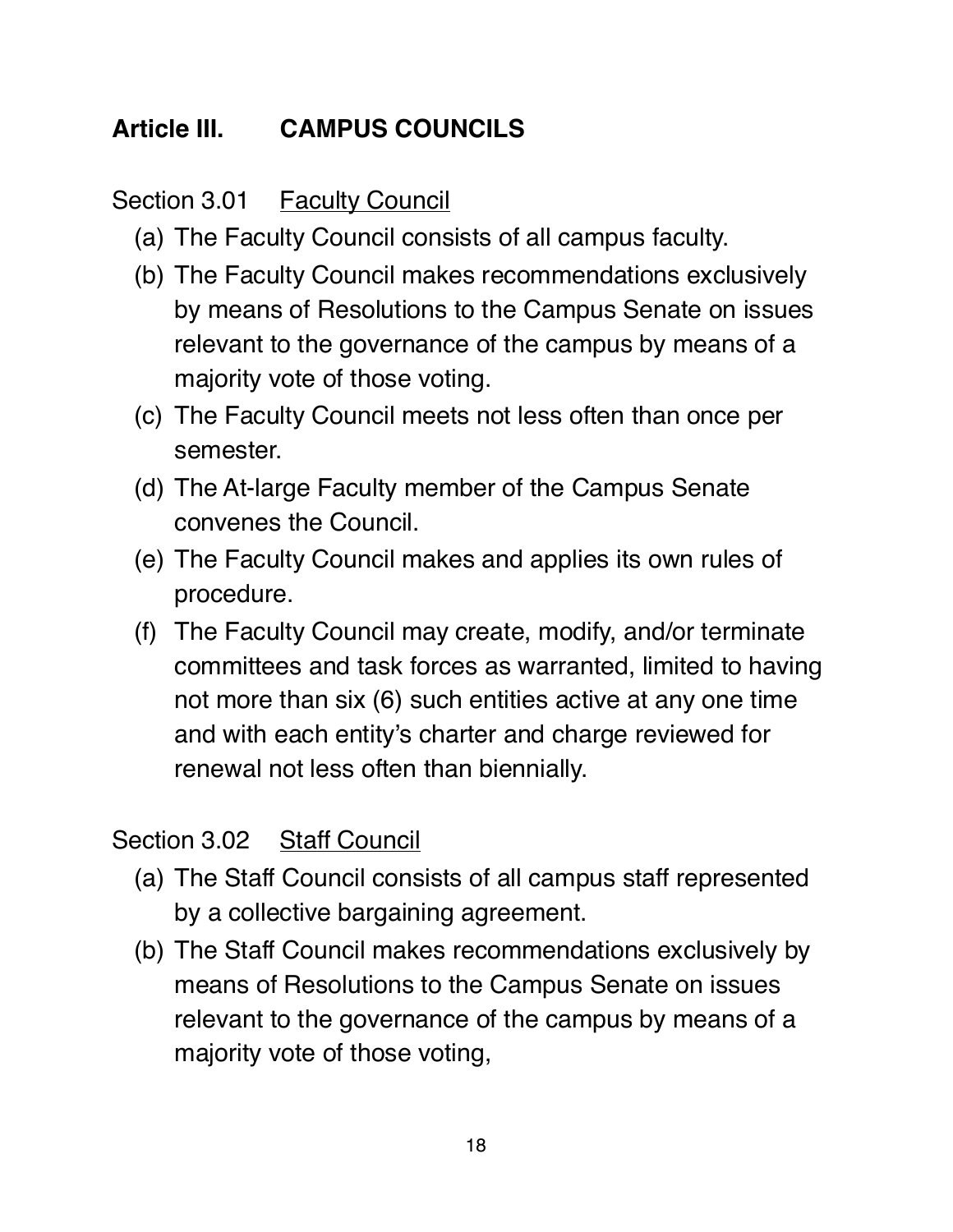## Article III. CAMPUS COUNCILS

### Section 3.01 Faculty Council

(a) The Faculty Council consists of all campus faculty.

(b) The Faculty Council makes recommendations exclusively by means of Resolutions to the Campus Senate on issues relevant to the governance of the campus by means of a majority vote of those voting.

(c) The Faculty Council meets not less often than once per semester.

(d) The At-large Faculty member of the Campus Senate convenes the Council.

(e) The Faculty Council makes and applies its own rules of procedure.

(f) The Faculty Council may create, modify, and/or terminate committees and task forces as warranted, limited to having not more than six (6) such entities active at any one time and with each entity's charter and charge reviewed for renewal not less often than biennially.

### Section 3.02 Staff Council

(a) The Staff Council consists of all campus staff represented by a collective bargaining agreement.

(b) The Staff Council makes recommendations exclusively by means of Resolutions to the Campus Senate on issues relevant to the governance of the campus by means of a majority vote of those voting,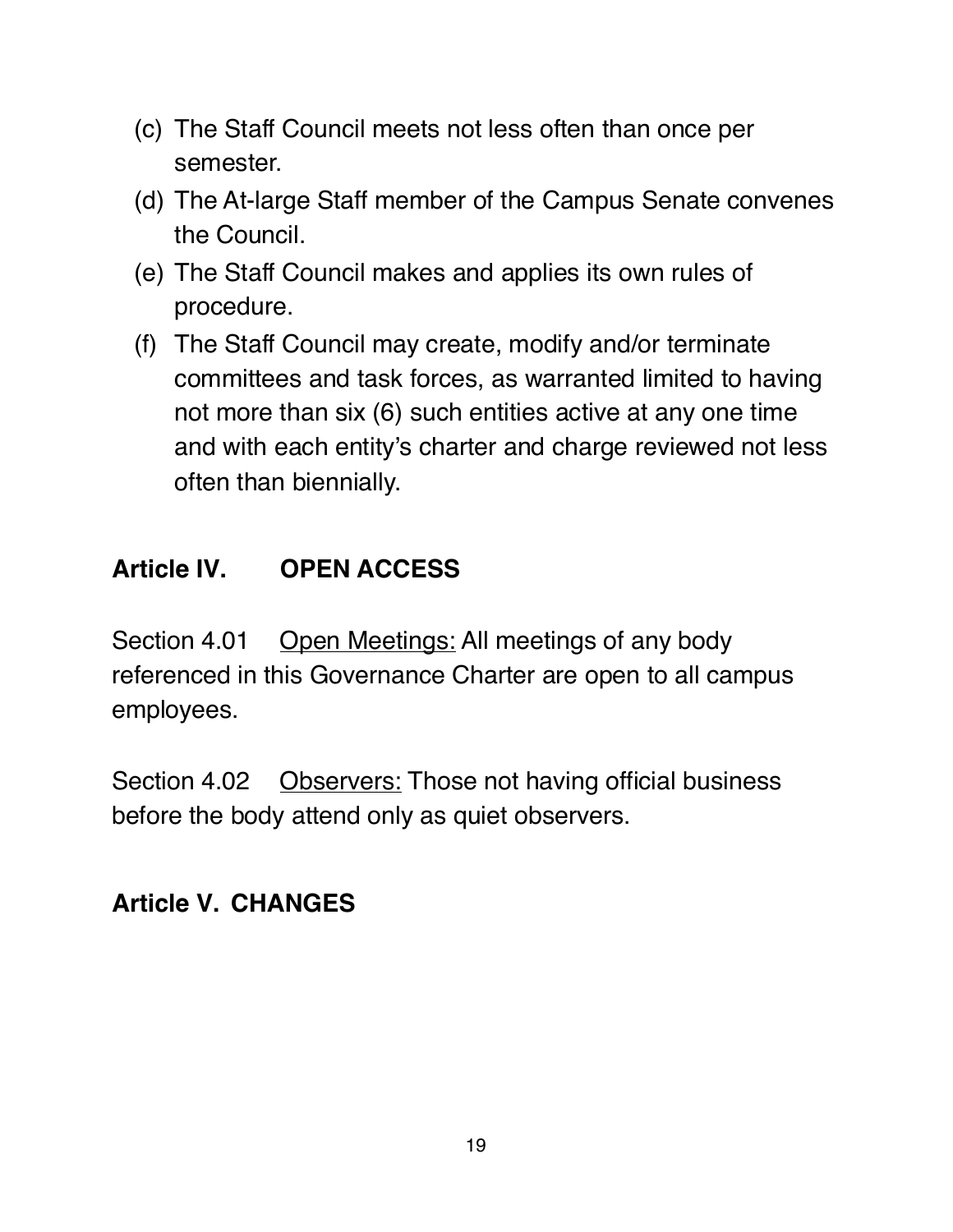(c) The Staff Council meets not less often than once per semester.

(d) The At-large Staff member of the Campus Senate convenes the Council.

(e) The Staff Council makes and applies its own rules of procedure.

(f) The Staff Council may create, modify and/or terminate committees and task forces, as warranted limited to having not more than six (6) such entities active at any one time and with each entity's charter and charge reviewed not less often than biennially.

## Article IV. OPEN ACCESS

Section 4.01 Open Meetings: All meetings of any body referenced in this Governance Charter are open to all campus employees.

Section 4.02 Observers: Those not having official business before the body attend only as quiet observers.

## Article V. CHANGES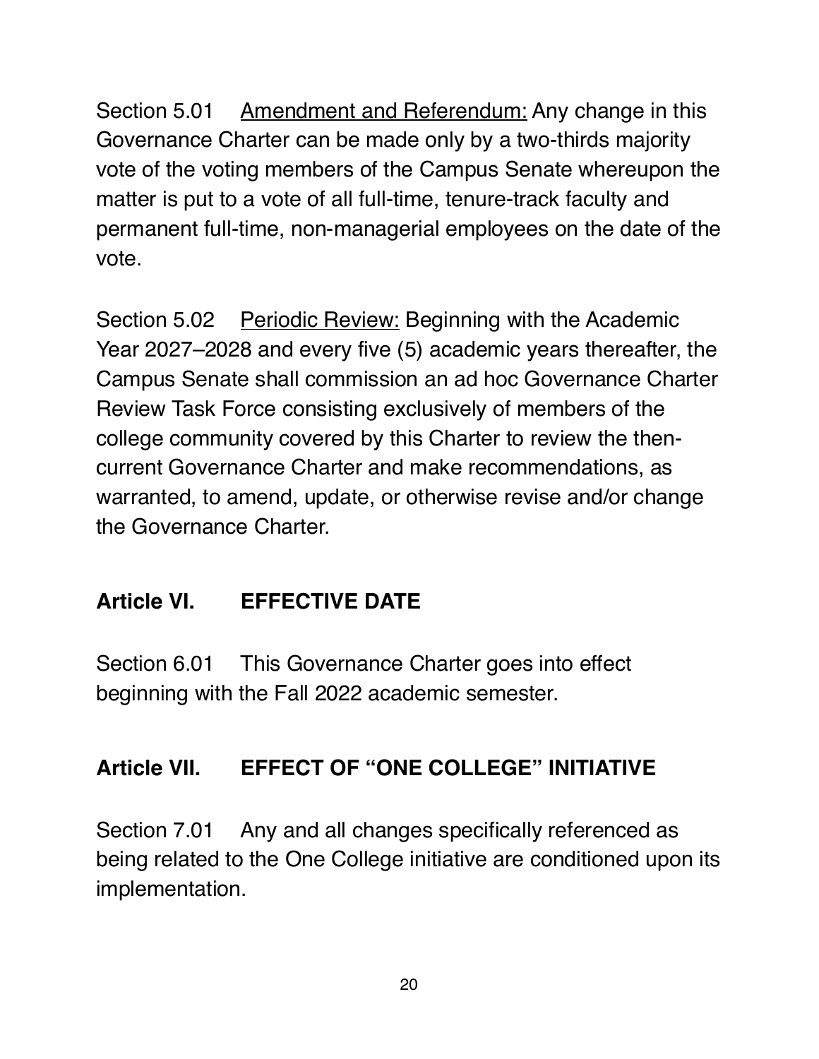Section 5.01 <u>Amendment and Referendum:</u> Any change in this Governance Charter can be made only by a two-thirds majority vote of the voting members of the Campus Senate whereupon the matter is put to a vote of all full-time, tenure-track faculty and permanent full-time, non-managerial employees on the date of the vote.

Section 5.02 <u>Periodic Review:</u> Beginning with the Academic Year 2027–2028 and every five (5) academic years thereafter, the Campus Senate shall commission an ad hoc Governance Charter Review Task Force consisting exclusively of members of the college community covered by this Charter to review the then-current Governance Charter and make recommendations, as warranted, to amend, update, or otherwise revise and/or change the Governance Charter.

## Article VI. EFFECTIVE DATE

Section 6.01 This Governance Charter goes into effect beginning with the Fall 2022 academic semester.

## Article VII. EFFECT OF "ONE COLLEGE" INITIATIVE

Section 7.01 Any and all changes specifically referenced as being related to the One College initiative are conditioned upon its implementation.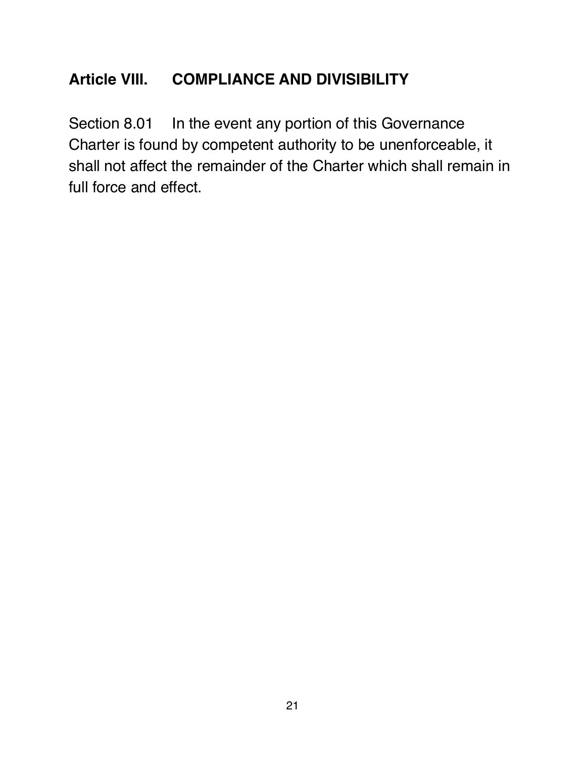## Article VIII. COMPLIANCE AND DIVISIBILITY

Section 8.01 In the event any portion of this Governance Charter is found by competent authority to be unenforceable, it shall not affect the remainder of the Charter which shall remain in full force and effect.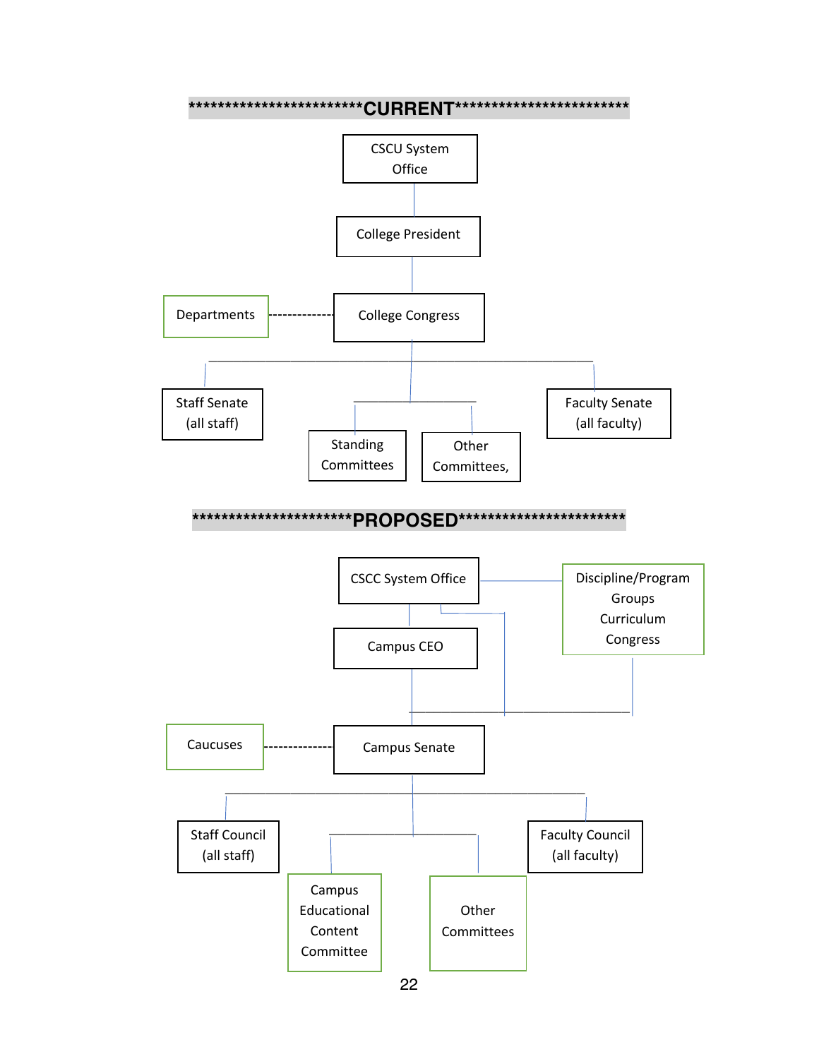## \*\*\*\*\*\*\*\*\*\*\*\*\*\*\*\*\*\*\*\*\*\*\*\*\*CURRENT\*\*\*\*\*\*\*\*\*\*\*\*\*\*\*\*\*\*\*\*\*\*\*\*\*

- CSCU System Office
  - College President
    - College Congress
      - Departments (dashed connection)
      - Staff Senate (all staff)
      - Standing Committees
      - Other Committees,
      - Faculty Senate (all faculty)

## \*\*\*\*\*\*\*\*\*\*\*\*\*\*\*\*\*\*\*\*\*\*PROPOSED\*\*\*\*\*\*\*\*\*\*\*\*\*\*\*\*\*\*\*\*\*\*\*

- CSCC System Office
  - Discipline/Program Groups Curriculum Congress
  - Campus CEO
    - Campus Senate
      - Caucuses (dashed connection)
      - Staff Council (all staff)
      - Campus Educational Content Committee
      - Other Committees
      - Faculty Council (all faculty)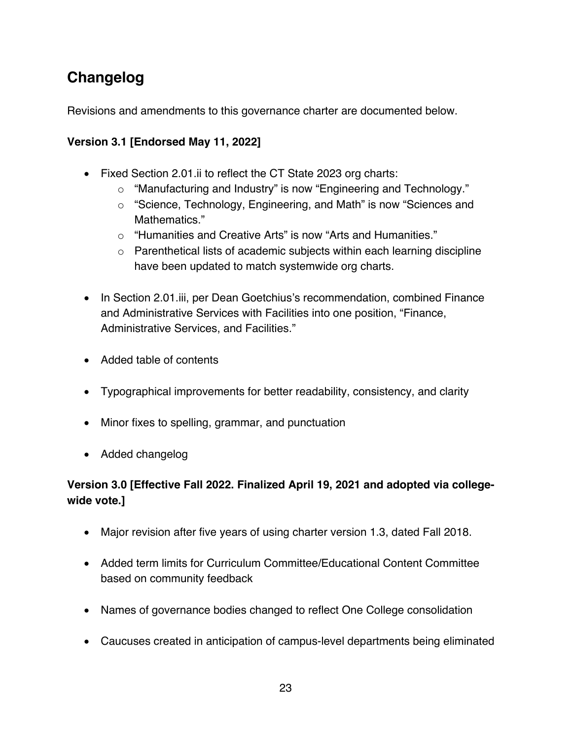## Changelog

Revisions and amendments to this governance charter are documented below.

**Version 3.1 [Endorsed May 11, 2022]**

- Fixed Section 2.01.ii to reflect the CT State 2023 org charts:
  - "Manufacturing and Industry" is now "Engineering and Technology."
  - "Science, Technology, Engineering, and Math" is now "Sciences and Mathematics."
  - "Humanities and Creative Arts" is now "Arts and Humanities."
  - Parenthetical lists of academic subjects within each learning discipline have been updated to match systemwide org charts.
- In Section 2.01.iii, per Dean Goetchius's recommendation, combined Finance and Administrative Services with Facilities into one position, "Finance, Administrative Services, and Facilities."
- Added table of contents
- Typographical improvements for better readability, consistency, and clarity
- Minor fixes to spelling, grammar, and punctuation
- Added changelog

**Version 3.0 [Effective Fall 2022. Finalized April 19, 2021 and adopted via college-wide vote.]**

- Major revision after five years of using charter version 1.3, dated Fall 2018.
- Added term limits for Curriculum Committee/Educational Content Committee based on community feedback
- Names of governance bodies changed to reflect One College consolidation
- Caucuses created in anticipation of campus-level departments being eliminated